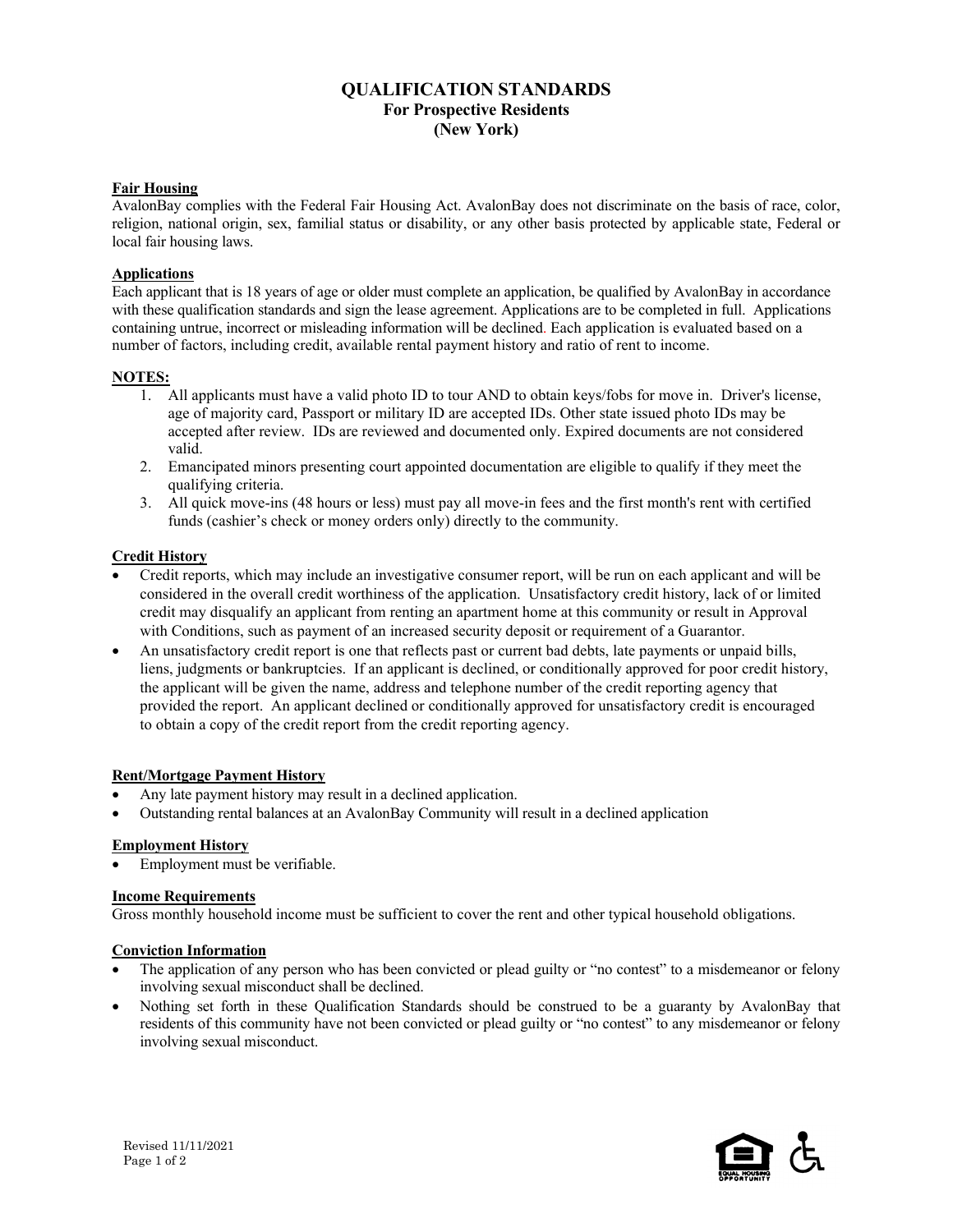# QUALIFICATION STANDARDS
## For Prospective Residents
## (New York)

**Fair Housing**

AvalonBay complies with the Federal Fair Housing Act. AvalonBay does not discriminate on the basis of race, color, religion, national origin, sex, familial status or disability, or any other basis protected by applicable state, Federal or local fair housing laws.

**Applications**

Each applicant that is 18 years of age or older must complete an application, be qualified by AvalonBay in accordance with these qualification standards and sign the lease agreement. Applications are to be completed in full. Applications containing untrue, incorrect or misleading information will be declined. Each application is evaluated based on a number of factors, including credit, available rental payment history and ratio of rent to income.

**NOTES:**

1. All applicants must have a valid photo ID to tour AND to obtain keys/fobs for move in. Driver's license, age of majority card, Passport or military ID are accepted IDs. Other state issued photo IDs may be accepted after review. IDs are reviewed and documented only. Expired documents are not considered valid.
2. Emancipated minors presenting court appointed documentation are eligible to qualify if they meet the qualifying criteria.
3. All quick move-ins (48 hours or less) must pay all move-in fees and the first month's rent with certified funds (cashier's check or money orders only) directly to the community.

**Credit History**

- Credit reports, which may include an investigative consumer report, will be run on each applicant and will be considered in the overall credit worthiness of the application. Unsatisfactory credit history, lack of or limited credit may disqualify an applicant from renting an apartment home at this community or result in Approval with Conditions, such as payment of an increased security deposit or requirement of a Guarantor.
- An unsatisfactory credit report is one that reflects past or current bad debts, late payments or unpaid bills, liens, judgments or bankruptcies. If an applicant is declined, or conditionally approved for poor credit history, the applicant will be given the name, address and telephone number of the credit reporting agency that provided the report. An applicant declined or conditionally approved for unsatisfactory credit is encouraged to obtain a copy of the credit report from the credit reporting agency.

**Rent/Mortgage Payment History**

- Any late payment history may result in a declined application.
- Outstanding rental balances at an AvalonBay Community will result in a declined application

**Employment History**

- Employment must be verifiable.

**Income Requirements**

Gross monthly household income must be sufficient to cover the rent and other typical household obligations.

**Conviction Information**

- The application of any person who has been convicted or plead guilty or "no contest" to a misdemeanor or felony involving sexual misconduct shall be declined.
- Nothing set forth in these Qualification Standards should be construed to be a guaranty by AvalonBay that residents of this community have not been convicted or plead guilty or "no contest" to any misdemeanor or felony involving sexual misconduct.

Revised 11/11/2021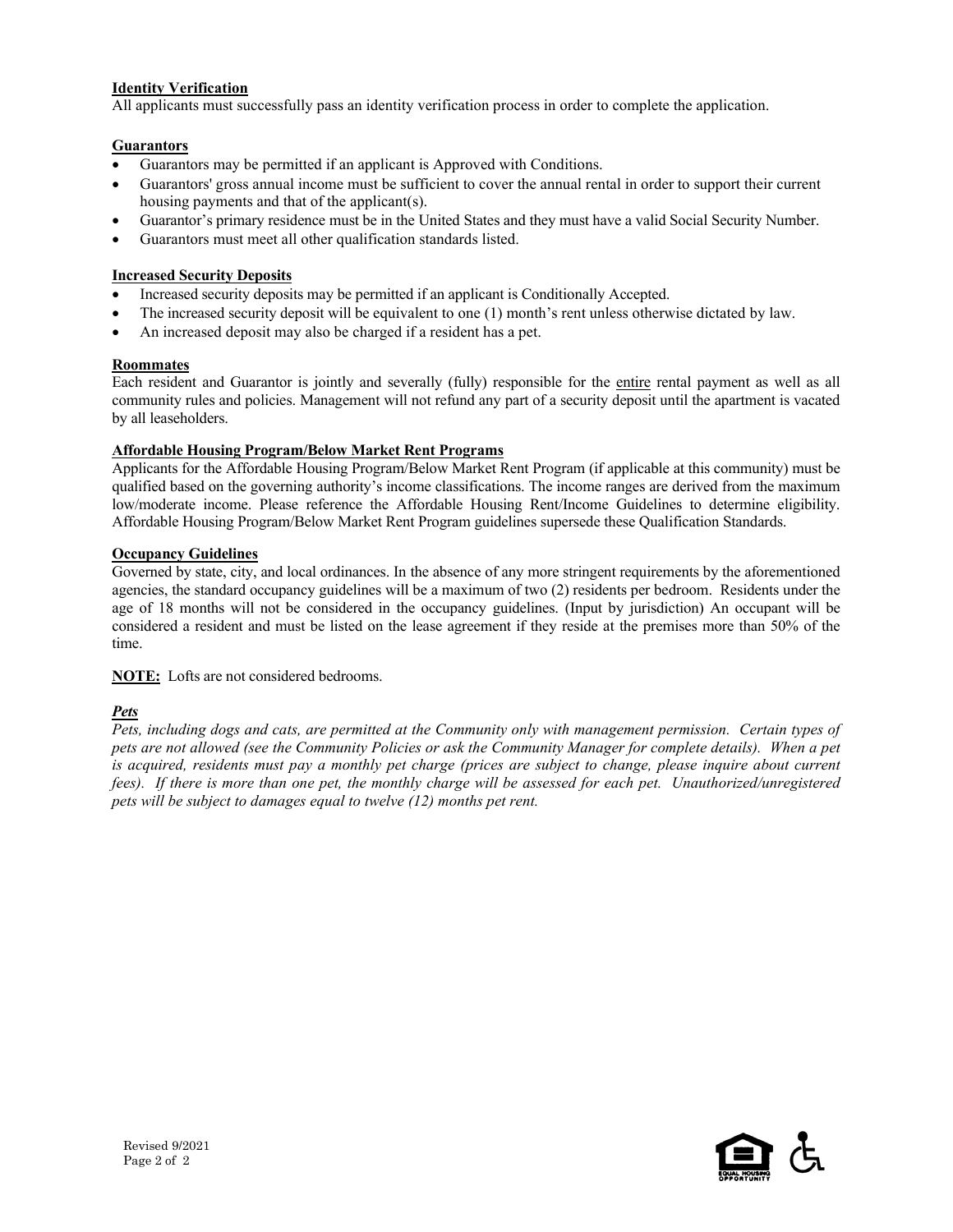**Identity Verification**

All applicants must successfully pass an identity verification process in order to complete the application.

**Guarantors**

- Guarantors may be permitted if an applicant is Approved with Conditions.
- Guarantors' gross annual income must be sufficient to cover the annual rental in order to support their current housing payments and that of the applicant(s).
- Guarantor's primary residence must be in the United States and they must have a valid Social Security Number.
- Guarantors must meet all other qualification standards listed.

**Increased Security Deposits**

- Increased security deposits may be permitted if an applicant is Conditionally Accepted.
- The increased security deposit will be equivalent to one (1) month's rent unless otherwise dictated by law.
- An increased deposit may also be charged if a resident has a pet.

**Roommates**

Each resident and Guarantor is jointly and severally (fully) responsible for the entire rental payment as well as all community rules and policies. Management will not refund any part of a security deposit until the apartment is vacated by all leaseholders.

**Affordable Housing Program/Below Market Rent Programs**

Applicants for the Affordable Housing Program/Below Market Rent Program (if applicable at this community) must be qualified based on the governing authority's income classifications. The income ranges are derived from the maximum low/moderate income. Please reference the Affordable Housing Rent/Income Guidelines to determine eligibility. Affordable Housing Program/Below Market Rent Program guidelines supersede these Qualification Standards.

**Occupancy Guidelines**

Governed by state, city, and local ordinances. In the absence of any more stringent requirements by the aforementioned agencies, the standard occupancy guidelines will be a maximum of two (2) residents per bedroom. Residents under the age of 18 months will not be considered in the occupancy guidelines. (Input by jurisdiction) An occupant will be considered a resident and must be listed on the lease agreement if they reside at the premises more than 50% of the time.

**NOTE:** Lofts are not considered bedrooms.

***Pets***

*Pets, including dogs and cats, are permitted at the Community only with management permission. Certain types of pets are not allowed (see the Community Policies or ask the Community Manager for complete details). When a pet is acquired, residents must pay a monthly pet charge (prices are subject to change, please inquire about current fees). If there is more than one pet, the monthly charge will be assessed for each pet. Unauthorized/unregistered pets will be subject to damages equal to twelve (12) months pet rent.*

Revised 9/2021